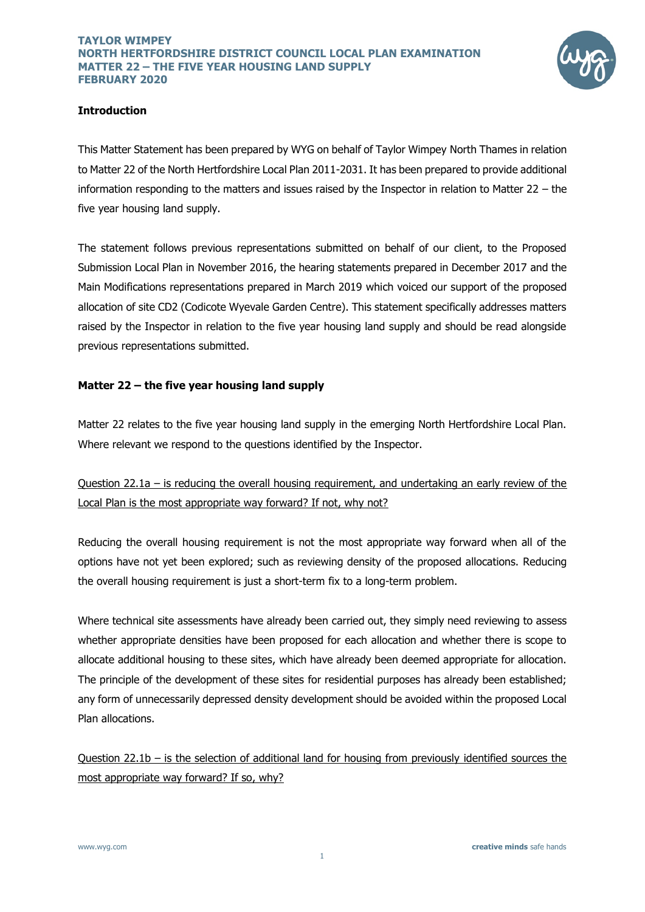**TAYLOR WIMPEY**
**NORTH HERTFORDSHIRE DISTRICT COUNCIL LOCAL PLAN EXAMINATION**
**MATTER 22 – THE FIVE YEAR HOUSING LAND SUPPLY**
**FEBRUARY 2020**

## Introduction

This Matter Statement has been prepared by WYG on behalf of Taylor Wimpey North Thames in relation to Matter 22 of the North Hertfordshire Local Plan 2011-2031. It has been prepared to provide additional information responding to the matters and issues raised by the Inspector in relation to Matter 22 – the five year housing land supply.

The statement follows previous representations submitted on behalf of our client, to the Proposed Submission Local Plan in November 2016, the hearing statements prepared in December 2017 and the Main Modifications representations prepared in March 2019 which voiced our support of the proposed allocation of site CD2 (Codicote Wyevale Garden Centre). This statement specifically addresses matters raised by the Inspector in relation to the five year housing land supply and should be read alongside previous representations submitted.

## Matter 22 – the five year housing land supply

Matter 22 relates to the five year housing land supply in the emerging North Hertfordshire Local Plan. Where relevant we respond to the questions identified by the Inspector.

<u>Question 22.1a – is reducing the overall housing requirement, and undertaking an early review of the Local Plan is the most appropriate way forward? If not, why not?</u>

Reducing the overall housing requirement is not the most appropriate way forward when all of the options have not yet been explored; such as reviewing density of the proposed allocations. Reducing the overall housing requirement is just a short-term fix to a long-term problem.

Where technical site assessments have already been carried out, they simply need reviewing to assess whether appropriate densities have been proposed for each allocation and whether there is scope to allocate additional housing to these sites, which have already been deemed appropriate for allocation. The principle of the development of these sites for residential purposes has already been established; any form of unnecessarily depressed density development should be avoided within the proposed Local Plan allocations.

<u>Question 22.1b – is the selection of additional land for housing from previously identified sources the most appropriate way forward? If so, why?</u>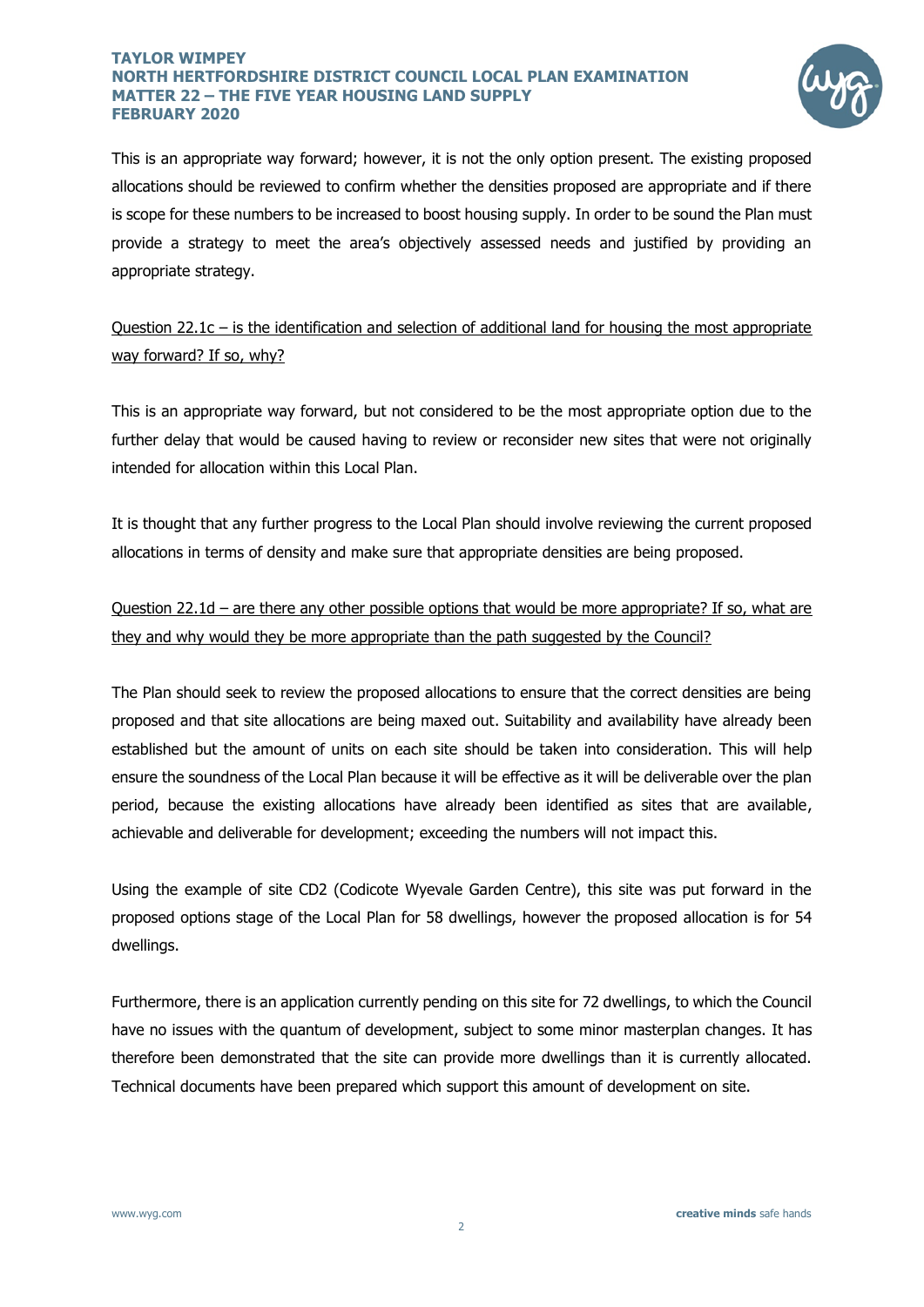This is an appropriate way forward; however, it is not the only option present. The existing proposed allocations should be reviewed to confirm whether the densities proposed are appropriate and if there is scope for these numbers to be increased to boost housing supply. In order to be sound the Plan must provide a strategy to meet the area's objectively assessed needs and justified by providing an appropriate strategy.

<u>Question 22.1c – is the identification and selection of additional land for housing the most appropriate way forward? If so, why?</u>

This is an appropriate way forward, but not considered to be the most appropriate option due to the further delay that would be caused having to review or reconsider new sites that were not originally intended for allocation within this Local Plan.

It is thought that any further progress to the Local Plan should involve reviewing the current proposed allocations in terms of density and make sure that appropriate densities are being proposed.

<u>Question 22.1d – are there any other possible options that would be more appropriate? If so, what are they and why would they be more appropriate than the path suggested by the Council?</u>

The Plan should seek to review the proposed allocations to ensure that the correct densities are being proposed and that site allocations are being maxed out. Suitability and availability have already been established but the amount of units on each site should be taken into consideration. This will help ensure the soundness of the Local Plan because it will be effective as it will be deliverable over the plan period, because the existing allocations have already been identified as sites that are available, achievable and deliverable for development; exceeding the numbers will not impact this.

Using the example of site CD2 (Codicote Wyevale Garden Centre), this site was put forward in the proposed options stage of the Local Plan for 58 dwellings, however the proposed allocation is for 54 dwellings.

Furthermore, there is an application currently pending on this site for 72 dwellings, to which the Council have no issues with the quantum of development, subject to some minor masterplan changes. It has therefore been demonstrated that the site can provide more dwellings than it is currently allocated. Technical documents have been prepared which support this amount of development on site.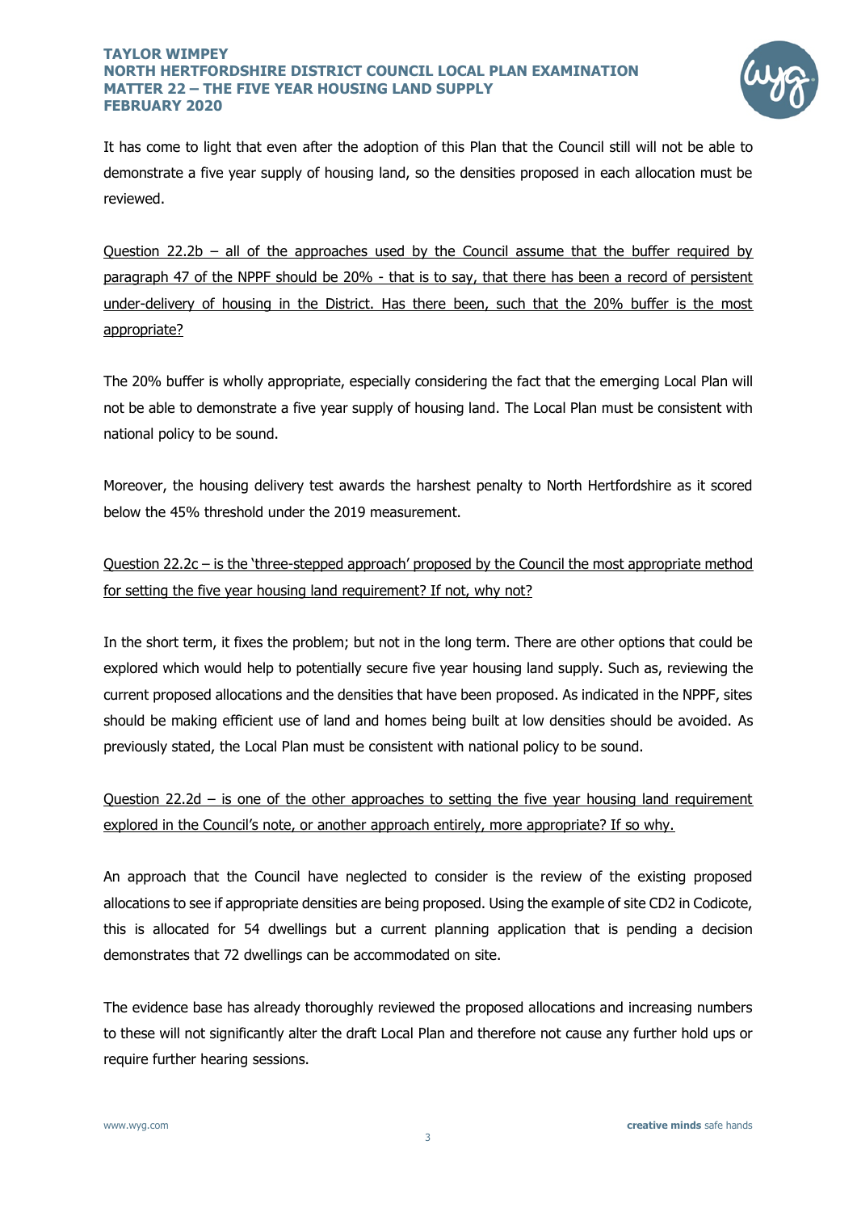It has come to light that even after the adoption of this Plan that the Council still will not be able to demonstrate a five year supply of housing land, so the densities proposed in each allocation must be reviewed.

<u>Question 22.2b – all of the approaches used by the Council assume that the buffer required by paragraph 47 of the NPPF should be 20% - that is to say, that there has been a record of persistent under-delivery of housing in the District. Has there been, such that the 20% buffer is the most appropriate?</u>

The 20% buffer is wholly appropriate, especially considering the fact that the emerging Local Plan will not be able to demonstrate a five year supply of housing land. The Local Plan must be consistent with national policy to be sound.

Moreover, the housing delivery test awards the harshest penalty to North Hertfordshire as it scored below the 45% threshold under the 2019 measurement.

<u>Question 22.2c – is the 'three-stepped approach' proposed by the Council the most appropriate method for setting the five year housing land requirement? If not, why not?</u>

In the short term, it fixes the problem; but not in the long term. There are other options that could be explored which would help to potentially secure five year housing land supply. Such as, reviewing the current proposed allocations and the densities that have been proposed. As indicated in the NPPF, sites should be making efficient use of land and homes being built at low densities should be avoided. As previously stated, the Local Plan must be consistent with national policy to be sound.

<u>Question 22.2d – is one of the other approaches to setting the five year housing land requirement explored in the Council's note, or another approach entirely, more appropriate? If so why.</u>

An approach that the Council have neglected to consider is the review of the existing proposed allocations to see if appropriate densities are being proposed. Using the example of site CD2 in Codicote, this is allocated for 54 dwellings but a current planning application that is pending a decision demonstrates that 72 dwellings can be accommodated on site.

The evidence base has already thoroughly reviewed the proposed allocations and increasing numbers to these will not significantly alter the draft Local Plan and therefore not cause any further hold ups or require further hearing sessions.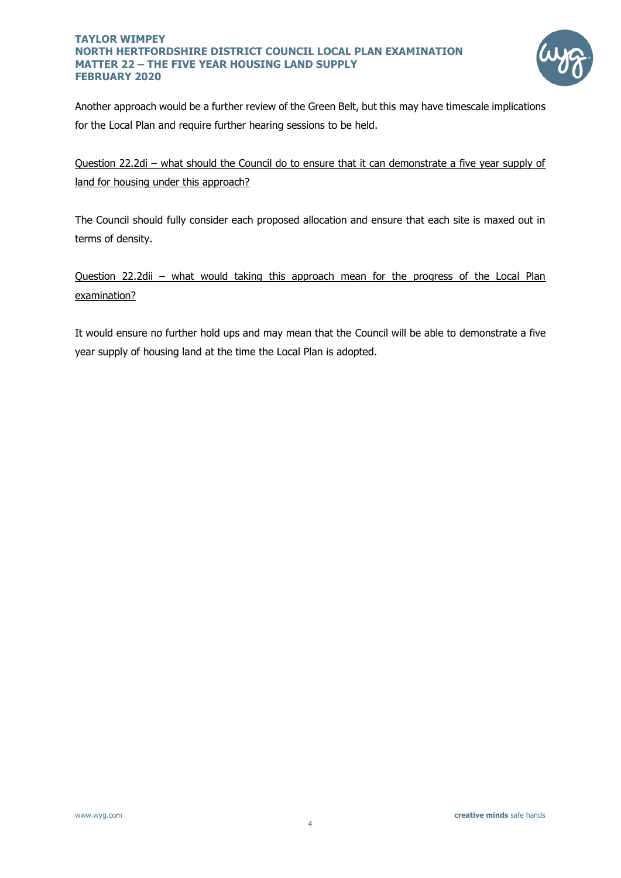Another approach would be a further review of the Green Belt, but this may have timescale implications for the Local Plan and require further hearing sessions to be held.

<u>Question 22.2di – what should the Council do to ensure that it can demonstrate a five year supply of land for housing under this approach?</u>

The Council should fully consider each proposed allocation and ensure that each site is maxed out in terms of density.

<u>Question 22.2dii – what would taking this approach mean for the progress of the Local Plan examination?</u>

It would ensure no further hold ups and may mean that the Council will be able to demonstrate a five year supply of housing land at the time the Local Plan is adopted.